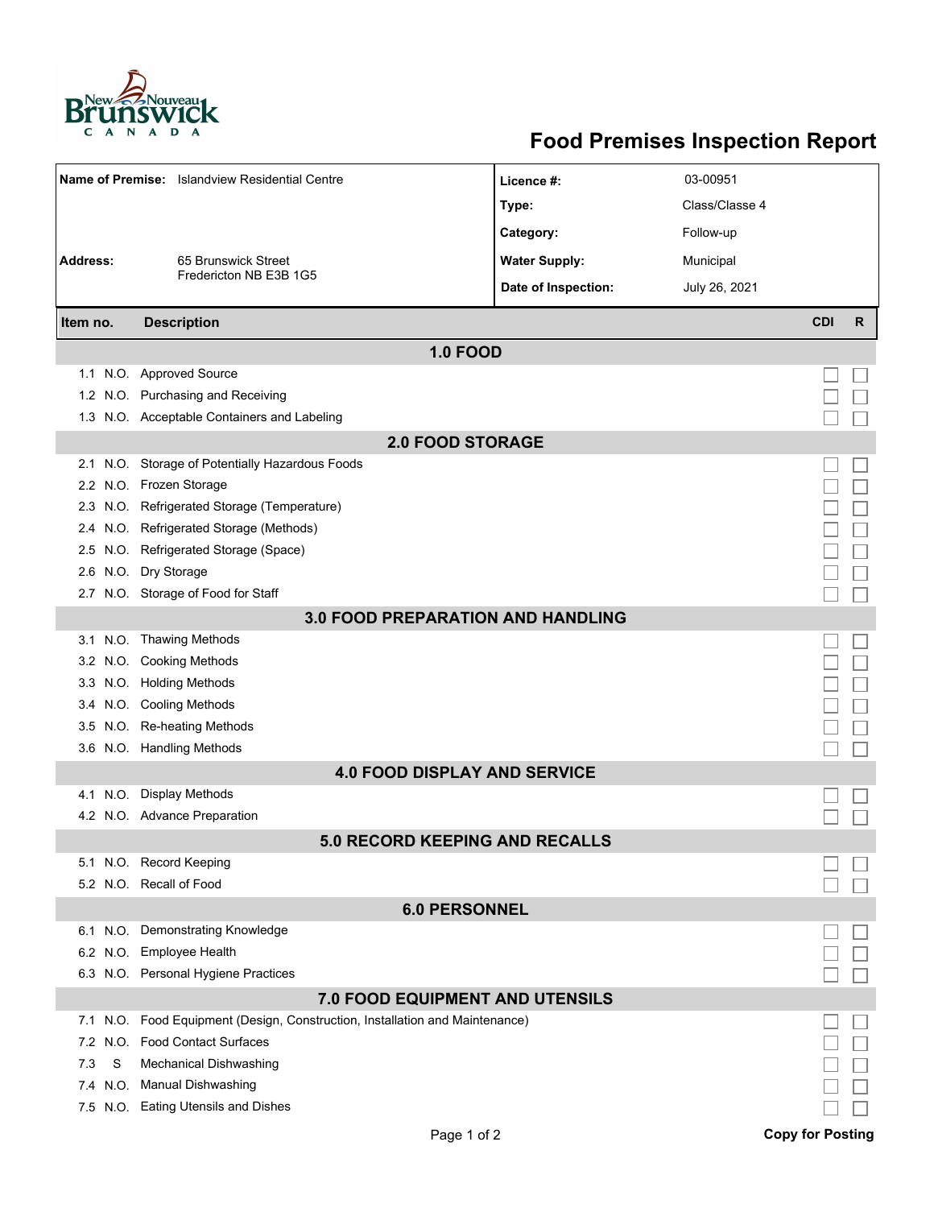New Nouveau Brunswick CANADA

# Food Premises Inspection Report

| | | | |
|---|---|---|---|
| **Name of Premise:** | Islandview Residential Centre | **Licence #:** | 03-00951 |
| | | **Type:** | Class/Classe 4 |
| | | **Category:** | Follow-up |
| **Address:** | 65 Brunswick Street<br>Fredericton NB E3B 1G5 | **Water Supply:** | Municipal |
| | | **Date of Inspection:** | July 26, 2021 |

| Item no. | | Description | CDI | R |
|---|---|---|---|---|
| **1.0 FOOD** | | | | |
| 1.1 | N.O. | Approved Source | ☐ | ☐ |
| 1.2 | N.O. | Purchasing and Receiving | ☐ | ☐ |
| 1.3 | N.O. | Acceptable Containers and Labeling | ☐ | ☐ |
| **2.0 FOOD STORAGE** | | | | |
| 2.1 | N.O. | Storage of Potentially Hazardous Foods | ☐ | ☐ |
| 2.2 | N.O. | Frozen Storage | ☐ | ☐ |
| 2.3 | N.O. | Refrigerated Storage (Temperature) | ☐ | ☐ |
| 2.4 | N.O. | Refrigerated Storage (Methods) | ☐ | ☐ |
| 2.5 | N.O. | Refrigerated Storage (Space) | ☐ | ☐ |
| 2.6 | N.O. | Dry Storage | ☐ | ☐ |
| 2.7 | N.O. | Storage of Food for Staff | ☐ | ☐ |
| **3.0 FOOD PREPARATION AND HANDLING** | | | | |
| 3.1 | N.O. | Thawing Methods | ☐ | ☐ |
| 3.2 | N.O. | Cooking Methods | ☐ | ☐ |
| 3.3 | N.O. | Holding Methods | ☐ | ☐ |
| 3.4 | N.O. | Cooling Methods | ☐ | ☐ |
| 3.5 | N.O. | Re-heating Methods | ☐ | ☐ |
| 3.6 | N.O. | Handling Methods | ☐ | ☐ |
| **4.0 FOOD DISPLAY AND SERVICE** | | | | |
| 4.1 | N.O. | Display Methods | ☐ | ☐ |
| 4.2 | N.O. | Advance Preparation | ☐ | ☐ |
| **5.0 RECORD KEEPING AND RECALLS** | | | | |
| 5.1 | N.O. | Record Keeping | ☐ | ☐ |
| 5.2 | N.O. | Recall of Food | ☐ | ☐ |
| **6.0 PERSONNEL** | | | | |
| 6.1 | N.O. | Demonstrating Knowledge | ☐ | ☐ |
| 6.2 | N.O. | Employee Health | ☐ | ☐ |
| 6.3 | N.O. | Personal Hygiene Practices | ☐ | ☐ |
| **7.0 FOOD EQUIPMENT AND UTENSILS** | | | | |
| 7.1 | N.O. | Food Equipment (Design, Construction, Installation and Maintenance) | ☐ | ☐ |
| 7.2 | N.O. | Food Contact Surfaces | ☐ | ☐ |
| 7.3 | S | Mechanical Dishwashing | ☐ | ☐ |
| 7.4 | N.O. | Manual Dishwashing | ☐ | ☐ |
| 7.5 | N.O. | Eating Utensils and Dishes | ☐ | ☐ |

**Copy for Posting**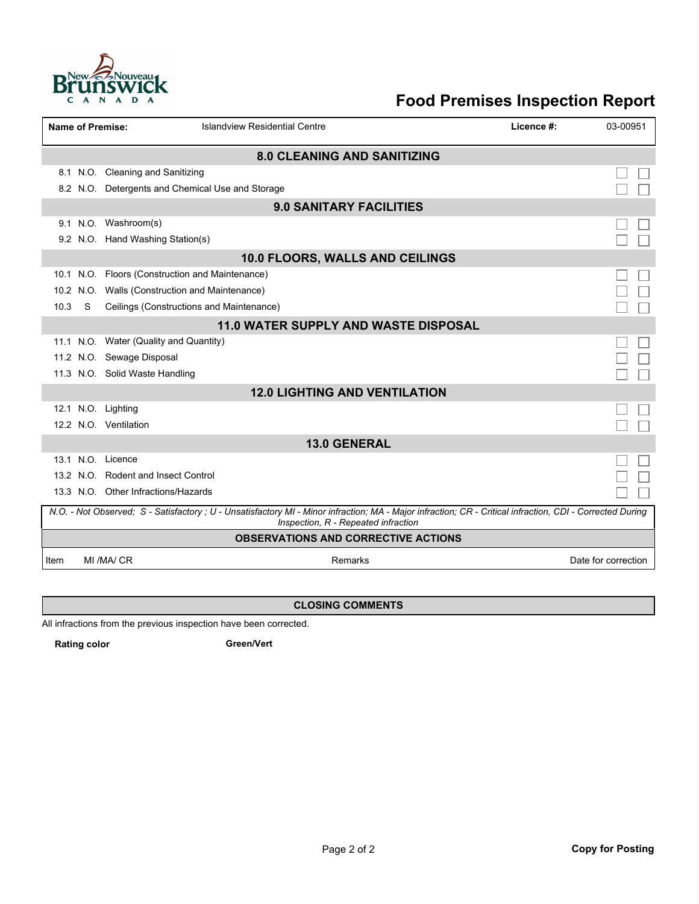# Food Premises Inspection Report

| Name of Premise: | Islandview Residential Centre | Licence #: | 03-00951 |
|---|---|---|---|

## 8.0 CLEANING AND SANITIZING

| | | | | |
|---|---|---|---|---|
| 8.1 | N.O. | Cleaning and Sanitizing | ☐ | ☐ |
| 8.2 | N.O. | Detergents and Chemical Use and Storage | ☐ | ☐ |

## 9.0 SANITARY FACILITIES

| | | | | |
|---|---|---|---|---|
| 9.1 | N.O. | Washroom(s) | ☐ | ☐ |
| 9.2 | N.O. | Hand Washing Station(s) | ☐ | ☐ |

## 10.0 FLOORS, WALLS AND CEILINGS

| | | | | |
|---|---|---|---|---|
| 10.1 | N.O. | Floors (Construction and Maintenance) | ☐ | ☐ |
| 10.2 | N.O. | Walls (Construction and Maintenance) | ☐ | ☐ |
| 10.3 | S | Ceilings (Constructions and Maintenance) | ☐ | ☐ |

## 11.0 WATER SUPPLY AND WASTE DISPOSAL

| | | | | |
|---|---|---|---|---|
| 11.1 | N.O. | Water (Quality and Quantity) | ☐ | ☐ |
| 11.2 | N.O. | Sewage Disposal | ☐ | ☐ |
| 11.3 | N.O. | Solid Waste Handling | ☐ | ☐ |

## 12.0 LIGHTING AND VENTILATION

| | | | | |
|---|---|---|---|---|
| 12.1 | N.O. | Lighting | ☐ | ☐ |
| 12.2 | N.O. | Ventilation | ☐ | ☐ |

## 13.0 GENERAL

| | | | | |
|---|---|---|---|---|
| 13.1 | N.O. | Licence | ☐ | ☐ |
| 13.2 | N.O. | Rodent and Insect Control | ☐ | ☐ |
| 13.3 | N.O. | Other Infractions/Hazards | ☐ | ☐ |

*N.O. - Not Observed; S - Satisfactory ; U - Unsatisfactory MI - Minor infraction; MA - Major infraction; CR - Critical infraction, CDI - Corrected During Inspection, R - Repeated infraction*

## OBSERVATIONS AND CORRECTIVE ACTIONS

| Item | MI /MA/ CR | Remarks | Date for correction |
|---|---|---|---|

## CLOSING COMMENTS

All infractions from the previous inspection have been corrected.

**Rating color** **Green/Vert**

**Copy for Posting**